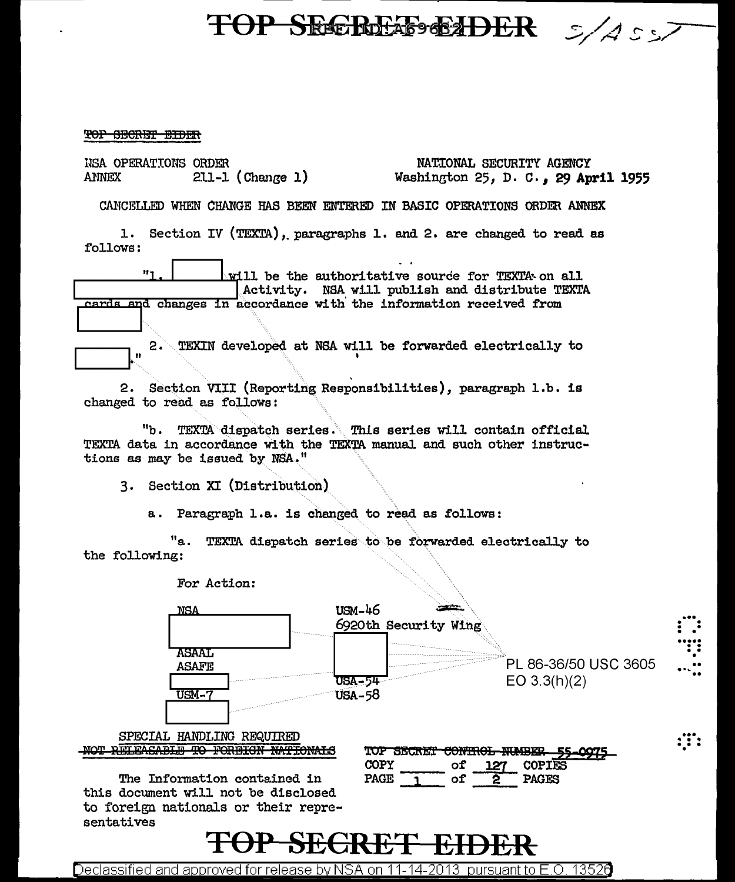TOP SECRET EIDER

NSA OPERATIONS ORDER
ANNEX 211-1 (Change 1)

NATIONAL SECURITY AGENCY
Washington 25, D. C., 29 April 1955

CANCELLED WHEN CHANGE HAS BEEN ENTERED IN BASIC OPERATIONS ORDER ANNEX

1. Section IV (TEXTA), paragraphs 1. and 2. are changed to read as follows:

"1. [REDACTED] will be the authoritative source for TEXTA on all [REDACTED] Activity. NSA will publish and distribute TEXTA cards and changes in accordance with the information received from [REDACTED]

2. TEXIN developed at NSA will be forwarded electrically to [REDACTED]."

2. Section VIII (Reporting Responsibilities), paragraph 1.b. is changed to read as follows:

"b. TEXTA dispatch series. This series will contain official TEXTA data in accordance with the TEXTA manual and such other instructions as may be issued by NSA."

3. Section XI (Distribution)

a. Paragraph 1.a. is changed to read as follows:

"a. TEXTA dispatch series to be forwarded electrically to the following:

For Action:

| | |
|---|---|
| NSA | USM-46 |
| [REDACTED] | 6920th Security Wing |
| ASAAL | [REDACTED] |
| ASAFE | USA-54 |
| [REDACTED] | USA-58 |
| USM-7 | |
| [REDACTED] | |

PL 86-36/50 USC 3605
EO 3.3(h)(2)

SPECIAL HANDLING REQUIRED
~~NOT RELEASABLE TO FOREIGN NATIONALS~~

The Information contained in this document will not be disclosed to foreign nationals or their representatives

~~TOP SECRET CONTROL NUMBER 55-0975~~
COPY ____ of 127 COPIES
PAGE 1 of 2 PAGES

TOP SECRET EIDER

Declassified and approved for release by NSA on 11-14-2013 pursuant to E.O. 13526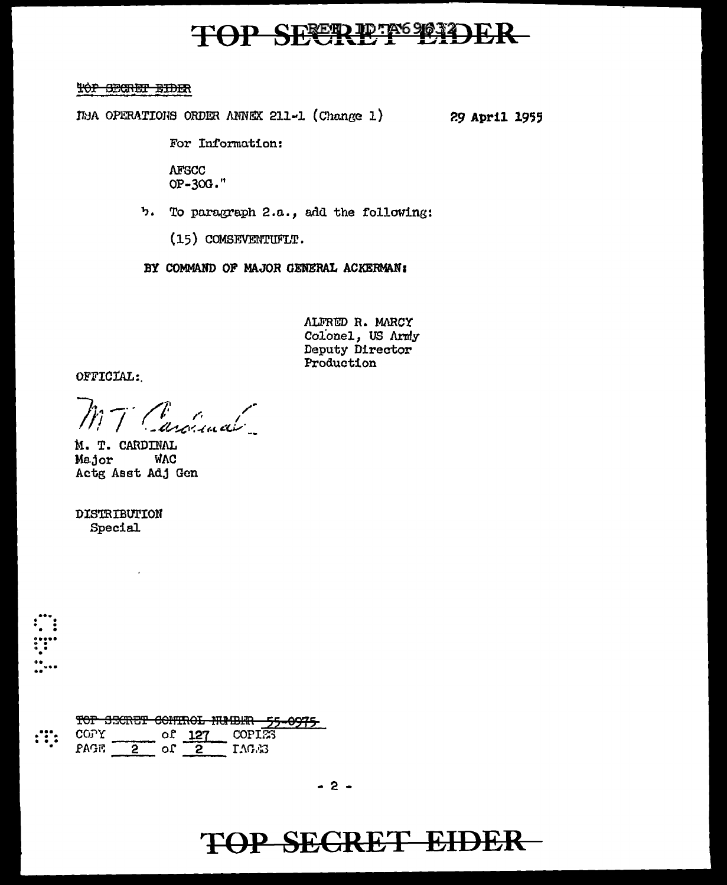~~TOP SECRET EIDER~~

NSA OPERATIONS ORDER ANNEX 211-1 (Change 1) 29 April 1955

For Information:

AFSCC
OP-30G."

b. To paragraph 2.a., add the following:

(15) COMSEVENTHFLT.

BY COMMAND OF MAJOR GENERAL ACKERMAN:

ALFRED R. MARCY
Colonel, US Army
Deputy Director
Production

OFFICIAL:

M. T. Cardinal

M. T. CARDINAL
Major WAC
Actg Asst Adj Gen

DISTRIBUTION
Special

~~TOP SECRET CONTROL NUMBER 55-0975~~
COPY \_\_\_\_\_ of 127 COPIES
PAGE 2 of 2 PAGES

~~TOP SECRET EIDER~~